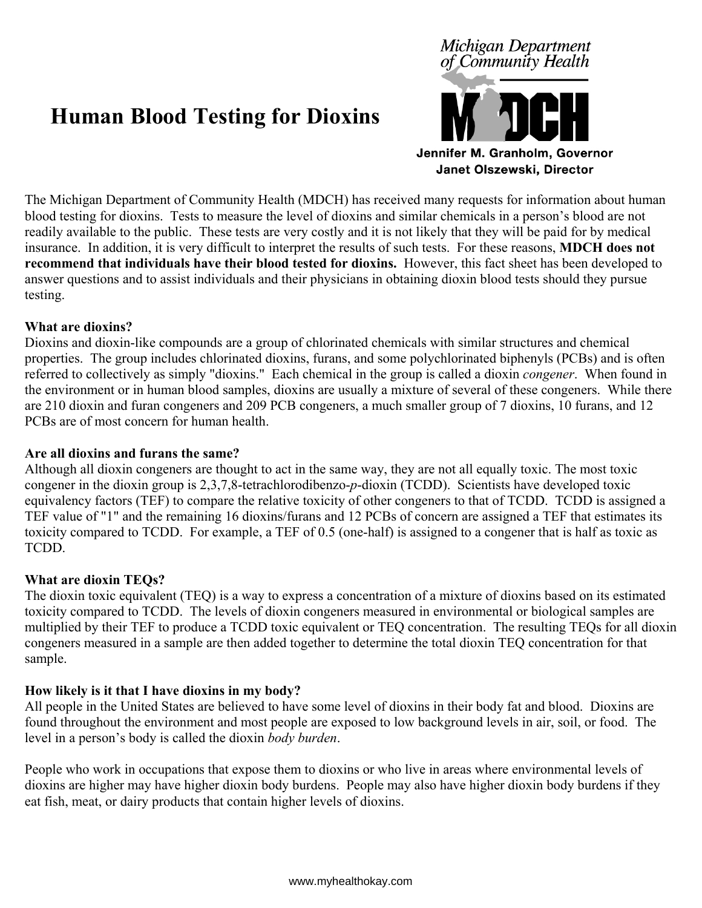# Human Blood Testing for Dioxins

Michigan Department of Community Health

MDCH

**Jennifer M. Granholm, Governor**
**Janet Olszewski, Director**

The Michigan Department of Community Health (MDCH) has received many requests for information about human blood testing for dioxins. Tests to measure the level of dioxins and similar chemicals in a person's blood are not readily available to the public. These tests are very costly and it is not likely that they will be paid for by medical insurance. In addition, it is very difficult to interpret the results of such tests. For these reasons, **MDCH does not recommend that individuals have their blood tested for dioxins.** However, this fact sheet has been developed to answer questions and to assist individuals and their physicians in obtaining dioxin blood tests should they pursue testing.

**What are dioxins?**
Dioxins and dioxin-like compounds are a group of chlorinated chemicals with similar structures and chemical properties. The group includes chlorinated dioxins, furans, and some polychlorinated biphenyls (PCBs) and is often referred to collectively as simply "dioxins." Each chemical in the group is called a dioxin *congener*. When found in the environment or in human blood samples, dioxins are usually a mixture of several of these congeners. While there are 210 dioxin and furan congeners and 209 PCB congeners, a much smaller group of 7 dioxins, 10 furans, and 12 PCBs are of most concern for human health.

**Are all dioxins and furans the same?**
Although all dioxin congeners are thought to act in the same way, they are not all equally toxic. The most toxic congener in the dioxin group is 2,3,7,8-tetrachlorodibenzo-*p*-dioxin (TCDD). Scientists have developed toxic equivalency factors (TEF) to compare the relative toxicity of other congeners to that of TCDD. TCDD is assigned a TEF value of "1" and the remaining 16 dioxins/furans and 12 PCBs of concern are assigned a TEF that estimates its toxicity compared to TCDD. For example, a TEF of 0.5 (one-half) is assigned to a congener that is half as toxic as TCDD.

**What are dioxin TEQs?**
The dioxin toxic equivalent (TEQ) is a way to express a concentration of a mixture of dioxins based on its estimated toxicity compared to TCDD. The levels of dioxin congeners measured in environmental or biological samples are multiplied by their TEF to produce a TCDD toxic equivalent or TEQ concentration. The resulting TEQs for all dioxin congeners measured in a sample are then added together to determine the total dioxin TEQ concentration for that sample.

**How likely is it that I have dioxins in my body?**
All people in the United States are believed to have some level of dioxins in their body fat and blood. Dioxins are found throughout the environment and most people are exposed to low background levels in air, soil, or food. The level in a person's body is called the dioxin *body burden*.

People who work in occupations that expose them to dioxins or who live in areas where environmental levels of dioxins are higher may have higher dioxin body burdens. People may also have higher dioxin body burdens if they eat fish, meat, or dairy products that contain higher levels of dioxins.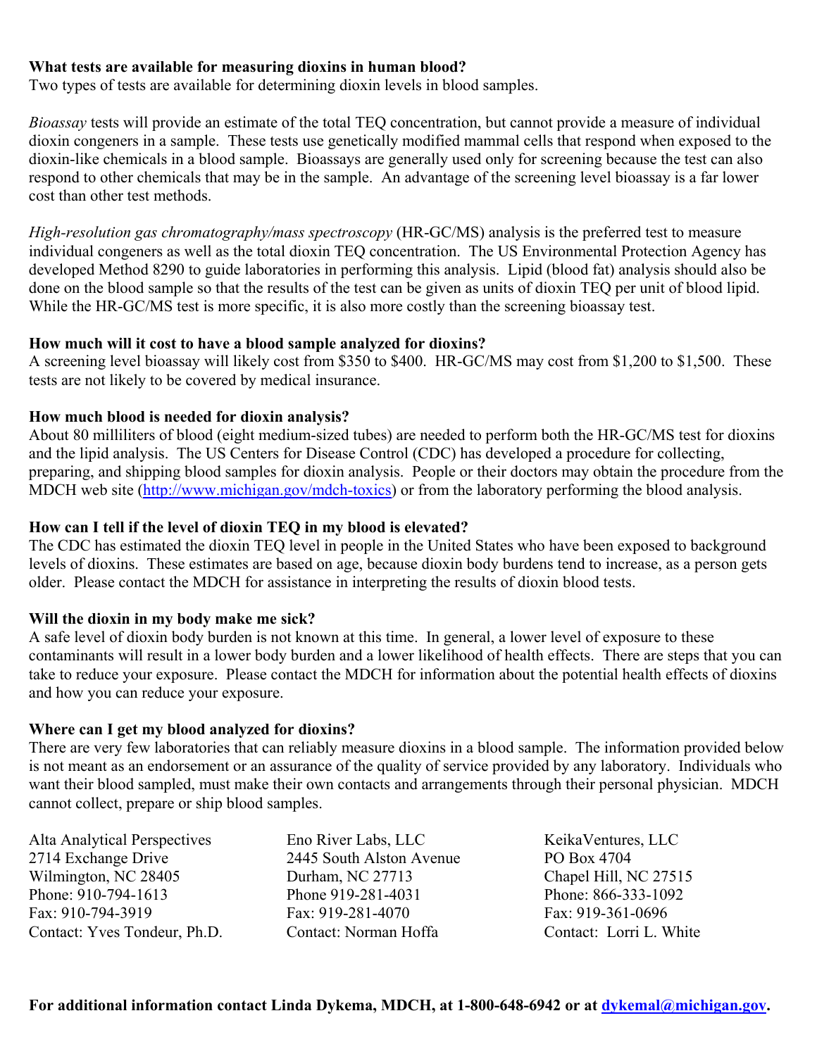**What tests are available for measuring dioxins in human blood?**
Two types of tests are available for determining dioxin levels in blood samples.

*Bioassay* tests will provide an estimate of the total TEQ concentration, but cannot provide a measure of individual dioxin congeners in a sample. These tests use genetically modified mammal cells that respond when exposed to the dioxin-like chemicals in a blood sample. Bioassays are generally used only for screening because the test can also respond to other chemicals that may be in the sample. An advantage of the screening level bioassay is a far lower cost than other test methods.

*High-resolution gas chromatography/mass spectroscopy* (HR-GC/MS) analysis is the preferred test to measure individual congeners as well as the total dioxin TEQ concentration. The US Environmental Protection Agency has developed Method 8290 to guide laboratories in performing this analysis. Lipid (blood fat) analysis should also be done on the blood sample so that the results of the test can be given as units of dioxin TEQ per unit of blood lipid. While the HR-GC/MS test is more specific, it is also more costly than the screening bioassay test.

**How much will it cost to have a blood sample analyzed for dioxins?**
A screening level bioassay will likely cost from $350 to $400. HR-GC/MS may cost from $1,200 to $1,500. These tests are not likely to be covered by medical insurance.

**How much blood is needed for dioxin analysis?**
About 80 milliliters of blood (eight medium-sized tubes) are needed to perform both the HR-GC/MS test for dioxins and the lipid analysis. The US Centers for Disease Control (CDC) has developed a procedure for collecting, preparing, and shipping blood samples for dioxin analysis. People or their doctors may obtain the procedure from the MDCH web site ([http://www.michigan.gov/mdch-toxics](http://www.michigan.gov/mdch-toxics)) or from the laboratory performing the blood analysis.

**How can I tell if the level of dioxin TEQ in my blood is elevated?**
The CDC has estimated the dioxin TEQ level in people in the United States who have been exposed to background levels of dioxins. These estimates are based on age, because dioxin body burdens tend to increase, as a person gets older. Please contact the MDCH for assistance in interpreting the results of dioxin blood tests.

**Will the dioxin in my body make me sick?**
A safe level of dioxin body burden is not known at this time. In general, a lower level of exposure to these contaminants will result in a lower body burden and a lower likelihood of health effects. There are steps that you can take to reduce your exposure. Please contact the MDCH for information about the potential health effects of dioxins and how you can reduce your exposure.

**Where can I get my blood analyzed for dioxins?**
There are very few laboratories that can reliably measure dioxins in a blood sample. The information provided below is not meant as an endorsement or an assurance of the quality of service provided by any laboratory. Individuals who want their blood sampled, must make their own contacts and arrangements through their personal physician. MDCH cannot collect, prepare or ship blood samples.

Alta Analytical Perspectives
2714 Exchange Drive
Wilmington, NC 28405
Phone: 910-794-1613
Fax: 910-794-3919
Contact: Yves Tondeur, Ph.D.

Eno River Labs, LLC
2445 South Alston Avenue
Durham, NC 27713
Phone 919-281-4031
Fax: 919-281-4070
Contact: Norman Hoffa

KeikaVentures, LLC
PO Box 4704
Chapel Hill, NC 27515
Phone: 866-333-1092
Fax: 919-361-0696
Contact: Lorri L. White

**For additional information contact Linda Dykema, MDCH, at 1-800-648-6942 or at [dykemal@michigan.gov](mailto:dykemal@michigan.gov).**